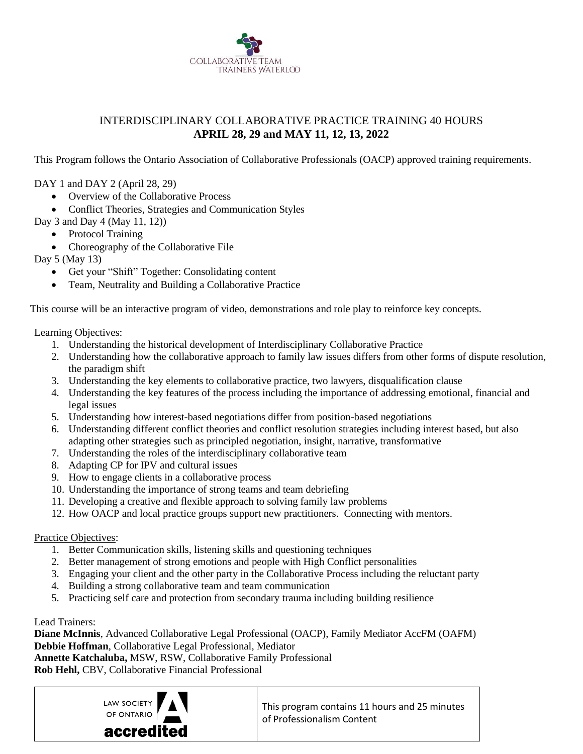COLLABORATIVE TEAM TRAINERS WATERLOO

# INTERDISCIPLINARY COLLABORATIVE PRACTICE TRAINING 40 HOURS
## APRIL 28, 29 and MAY 11, 12, 13, 2022

This Program follows the Ontario Association of Collaborative Professionals (OACP) approved training requirements.

DAY 1 and DAY 2 (April 28, 29)

- Overview of the Collaborative Process
- Conflict Theories, Strategies and Communication Styles

Day 3 and Day 4 (May 11, 12))

- Protocol Training
- Choreography of the Collaborative File

Day 5 (May 13)

- Get your "Shift" Together: Consolidating content
- Team, Neutrality and Building a Collaborative Practice

This course will be an interactive program of video, demonstrations and role play to reinforce key concepts.

Learning Objectives:

1. Understanding the historical development of Interdisciplinary Collaborative Practice
2. Understanding how the collaborative approach to family law issues differs from other forms of dispute resolution, the paradigm shift
3. Understanding the key elements to collaborative practice, two lawyers, disqualification clause
4. Understanding the key features of the process including the importance of addressing emotional, financial and legal issues
5. Understanding how interest-based negotiations differ from position-based negotiations
6. Understanding different conflict theories and conflict resolution strategies including interest based, but also adapting other strategies such as principled negotiation, insight, narrative, transformative
7. Understanding the roles of the interdisciplinary collaborative team
8. Adapting CP for IPV and cultural issues
9. How to engage clients in a collaborative process
10. Understanding the importance of strong teams and team debriefing
11. Developing a creative and flexible approach to solving family law problems
12. How OACP and local practice groups support new practitioners. Connecting with mentors.

Practice Objectives:

1. Better Communication skills, listening skills and questioning techniques
2. Better management of strong emotions and people with High Conflict personalities
3. Engaging your client and the other party in the Collaborative Process including the reluctant party
4. Building a strong collaborative team and team communication
5. Practicing self care and protection from secondary trauma including building resilience

Lead Trainers:

**Diane McInnis**, Advanced Collaborative Legal Professional (OACP), Family Mediator AccFM (OAFM)
**Debbie Hoffman**, Collaborative Legal Professional, Mediator
**Annette Katchaluba,** MSW, RSW, Collaborative Family Professional
**Rob Hehl,** CBV, Collaborative Financial Professional

| LAW SOCIETY OF ONTARIO accredited | This program contains 11 hours and 25 minutes of Professionalism Content |
|---|---|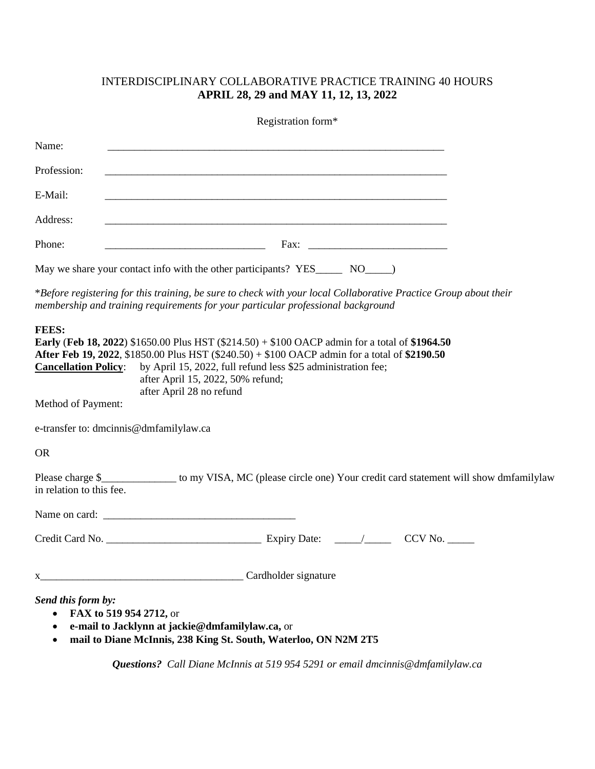# INTERDISCIPLINARY COLLABORATIVE PRACTICE TRAINING 40 HOURS

## APRIL 28, 29 and MAY 11, 12, 13, 2022

Registration form*

Name: ________________________________________________________________

Profession: ________________________________________________________________

E-Mail: ________________________________________________________________

Address: ________________________________________________________________

Phone: ______________________________ Fax: __________________________

May we share your contact info with the other participants? YES_____ NO_____)

**Before registering for this training, be sure to check with your local Collaborative Practice Group about their membership and training requirements for your particular professional background*

**FEES:**

**Early** (**Feb 18, 2022**) $1650.00 Plus HST ($214.50) + $100 OACP admin for a total of **$1964.50**

**After Feb 19, 2022**, $1850.00 Plus HST ($240.50) + $100 OACP admin for a total of **$2190.50**

**Cancellation Policy**: by April 15, 2022, full refund less $25 administration fee;
after April 15, 2022, 50% refund;
after April 28 no refund

Method of Payment:

e-transfer to: dmcinnis@dmfamilylaw.ca

OR

Please charge $______________ to my VISA, MC (please circle one) Your credit card statement will show dmfamilylaw in relation to this fee.

Name on card: ____________________________________

Credit Card No. _____________________________ Expiry Date: _____/_____ CCV No. _____

x______________________________________ Cardholder signature

***Send this form by:***

- **FAX to 519 954 2712,** or
- **e-mail to Jacklynn at jackie@dmfamilylaw.ca,** or
- **mail to Diane McInnis, 238 King St. South, Waterloo, ON N2M 2T5**

***Questions?*** *Call Diane McInnis at 519 954 5291 or email dmcinnis@dmfamilylaw.ca*